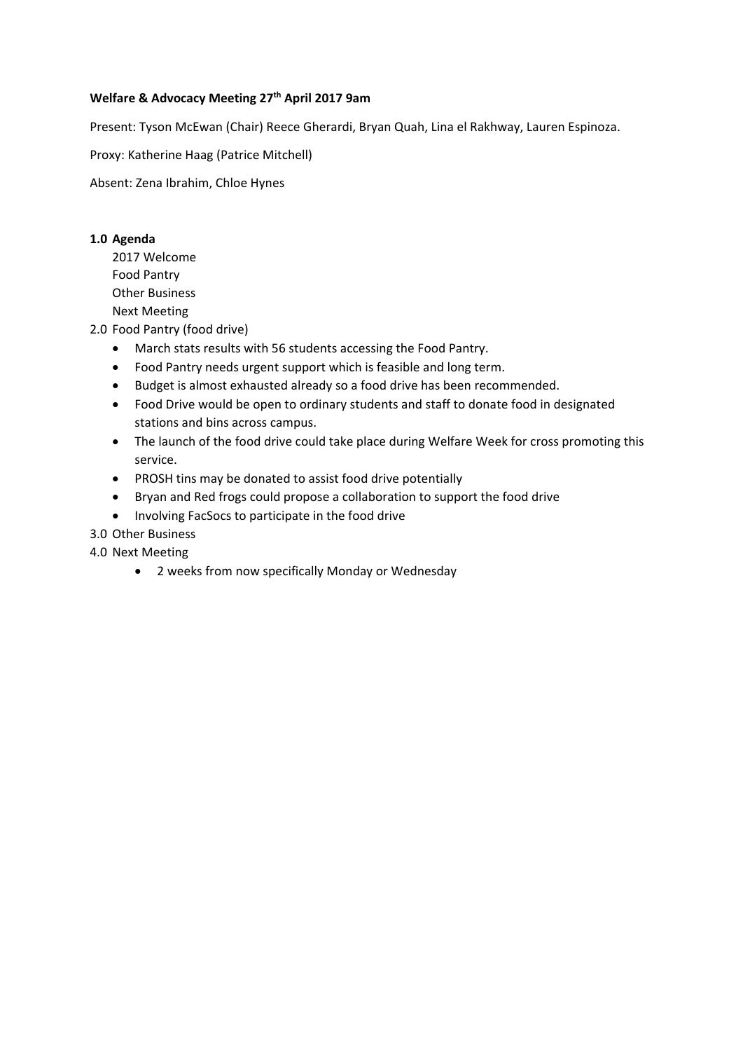**Welfare & Advocacy Meeting 27th April 2017 9am**

Present: Tyson McEwan (Chair) Reece Gherardi, Bryan Quah, Lina el Rakhway, Lauren Espinoza.

Proxy: Katherine Haag (Patrice Mitchell)

Absent: Zena Ibrahim, Chloe Hynes

**1.0 Agenda**

2017 Welcome
Food Pantry
Other Business
Next Meeting

2.0 Food Pantry (food drive)

- March stats results with 56 students accessing the Food Pantry.
- Food Pantry needs urgent support which is feasible and long term.
- Budget is almost exhausted already so a food drive has been recommended.
- Food Drive would be open to ordinary students and staff to donate food in designated stations and bins across campus.
- The launch of the food drive could take place during Welfare Week for cross promoting this service.
- PROSH tins may be donated to assist food drive potentially
- Bryan and Red frogs could propose a collaboration to support the food drive
- Involving FacSocs to participate in the food drive

3.0 Other Business

4.0 Next Meeting

- 2 weeks from now specifically Monday or Wednesday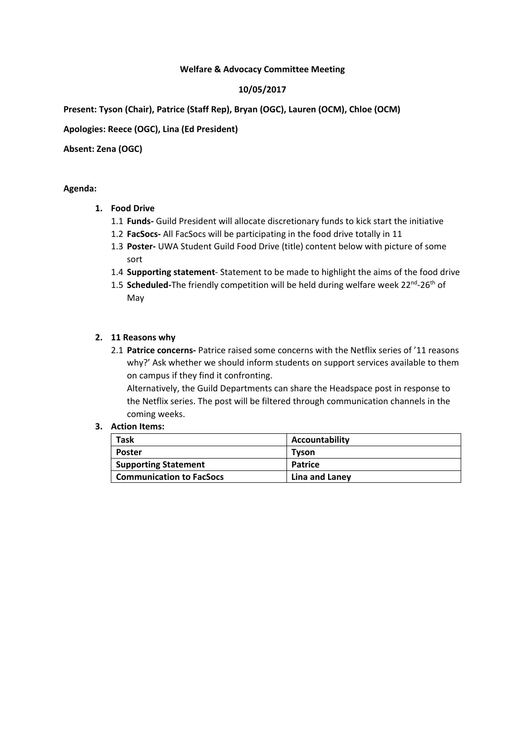**Welfare & Advocacy Committee Meeting**

**10/05/2017**

**Present: Tyson (Chair), Patrice (Staff Rep), Bryan (OGC), Lauren (OCM), Chloe (OCM)**

**Apologies: Reece (OGC), Lina (Ed President)**

**Absent: Zena (OGC)**

**Agenda:**

1. **Food Drive**
   - 1.1 **Funds-** Guild President will allocate discretionary funds to kick start the initiative
   - 1.2 **FacSocs-** All FacSocs will be participating in the food drive totally in 11
   - 1.3 **Poster-** UWA Student Guild Food Drive (title) content below with picture of some sort
   - 1.4 **Supporting statement**- Statement to be made to highlight the aims of the food drive
   - 1.5 **Scheduled-**The friendly competition will be held during welfare week 22nd-26th of May

2. **11 Reasons why**
   - 2.1 **Patrice concerns-** Patrice raised some concerns with the Netflix series of '11 reasons why?' Ask whether we should inform students on support services available to them on campus if they find it confronting.

     Alternatively, the Guild Departments can share the Headspace post in response to the Netflix series. The post will be filtered through communication channels in the coming weeks.

3. **Action Items:**

| Task | Accountability |
|---|---|
| **Poster** | **Tyson** |
| **Supporting Statement** | **Patrice** |
| **Communication to FacSocs** | **Lina and Laney** |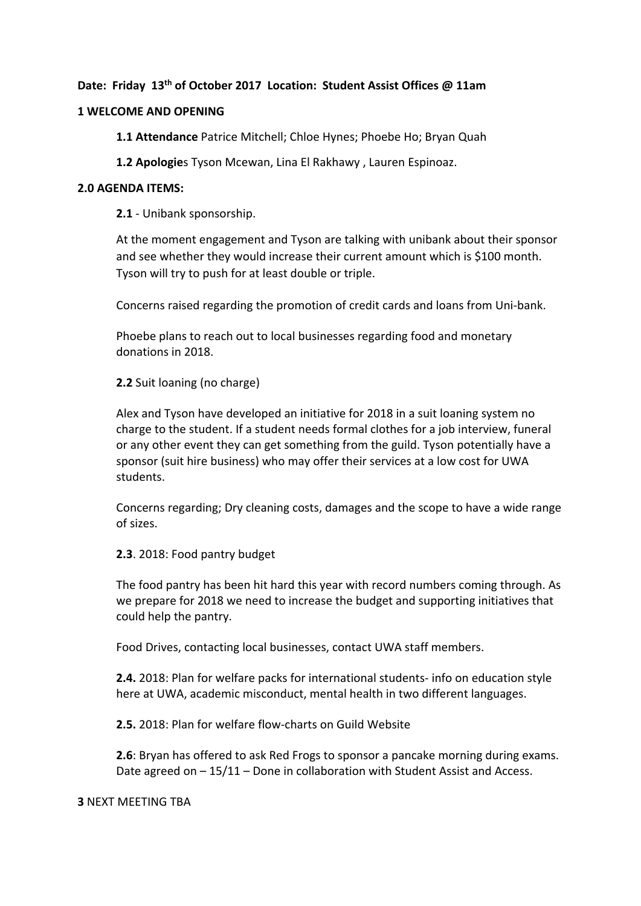**Date: Friday 13th of October 2017 Location: Student Assist Offices @ 11am**

**1 WELCOME AND OPENING**

**1.1 Attendance** Patrice Mitchell; Chloe Hynes; Phoebe Ho; Bryan Quah

**1.2 Apologie**s Tyson Mcewan, Lina El Rakhawy , Lauren Espinoaz.

**2.0 AGENDA ITEMS:**

**2.1** - Unibank sponsorship.

At the moment engagement and Tyson are talking with unibank about their sponsor and see whether they would increase their current amount which is $100 month. Tyson will try to push for at least double or triple.

Concerns raised regarding the promotion of credit cards and loans from Uni-bank.

Phoebe plans to reach out to local businesses regarding food and monetary donations in 2018.

**2.2** Suit loaning (no charge)

Alex and Tyson have developed an initiative for 2018 in a suit loaning system no charge to the student. If a student needs formal clothes for a job interview, funeral or any other event they can get something from the guild. Tyson potentially have a sponsor (suit hire business) who may offer their services at a low cost for UWA students.

Concerns regarding; Dry cleaning costs, damages and the scope to have a wide range of sizes.

**2.3**. 2018: Food pantry budget

The food pantry has been hit hard this year with record numbers coming through. As we prepare for 2018 we need to increase the budget and supporting initiatives that could help the pantry.

Food Drives, contacting local businesses, contact UWA staff members.

**2.4.** 2018: Plan for welfare packs for international students- info on education style here at UWA, academic misconduct, mental health in two different languages.

**2.5.** 2018: Plan for welfare flow-charts on Guild Website

**2.6**: Bryan has offered to ask Red Frogs to sponsor a pancake morning during exams. Date agreed on – 15/11 – Done in collaboration with Student Assist and Access.

**3** NEXT MEETING TBA